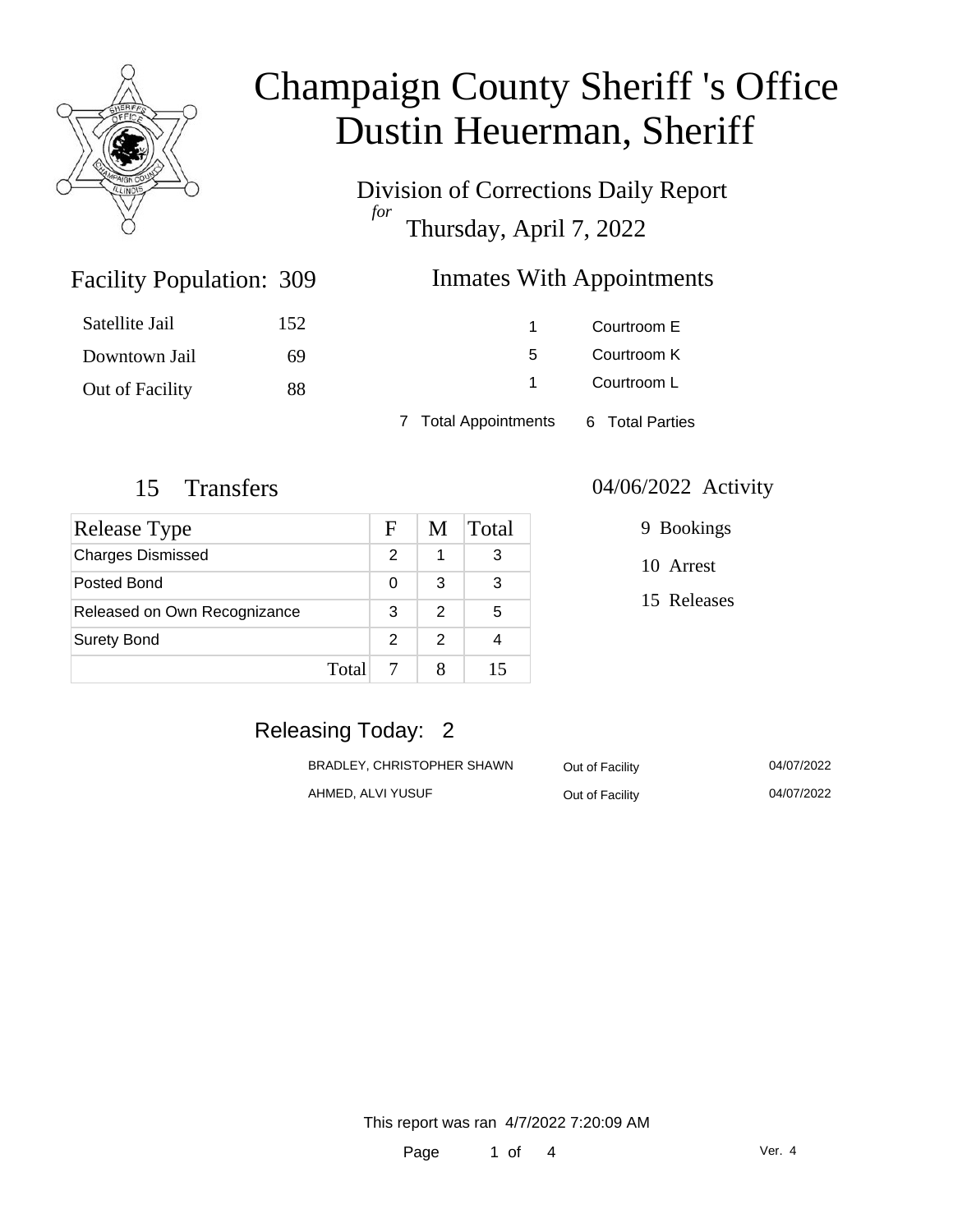# Champaign County Sheriff 's Office
# Dustin Heuerman, Sheriff

Division of Corrections Daily Report

*for* Thursday, April 7, 2022

## Facility Population: 309

| | |
|---|---|
| Satellite Jail | 152 |
| Downtown Jail | 69 |
| Out of Facility | 88 |

## Inmates With Appointments

| | |
|---|---|
| 1 | Courtroom E |
| 5 | Courtroom K |
| 1 | Courtroom L |

7 Total Appointments 6 Total Parties

## 15 Transfers

| Release Type | F | M | Total |
|---|---|---|---|
| Charges Dismissed | 2 | 1 | 3 |
| Posted Bond | 0 | 3 | 3 |
| Released on Own Recognizance | 3 | 2 | 5 |
| Surety Bond | 2 | 2 | 4 |
| Total | 7 | 8 | 15 |

## 04/06/2022 Activity

9 Bookings

10 Arrest

15 Releases

## Releasing Today: 2

| | | |
|---|---|---|
| BRADLEY, CHRISTOPHER SHAWN | Out of Facility | 04/07/2022 |
| AHMED, ALVI YUSUF | Out of Facility | 04/07/2022 |

This report was ran 4/7/2022 7:20:09 AM

Ver. 4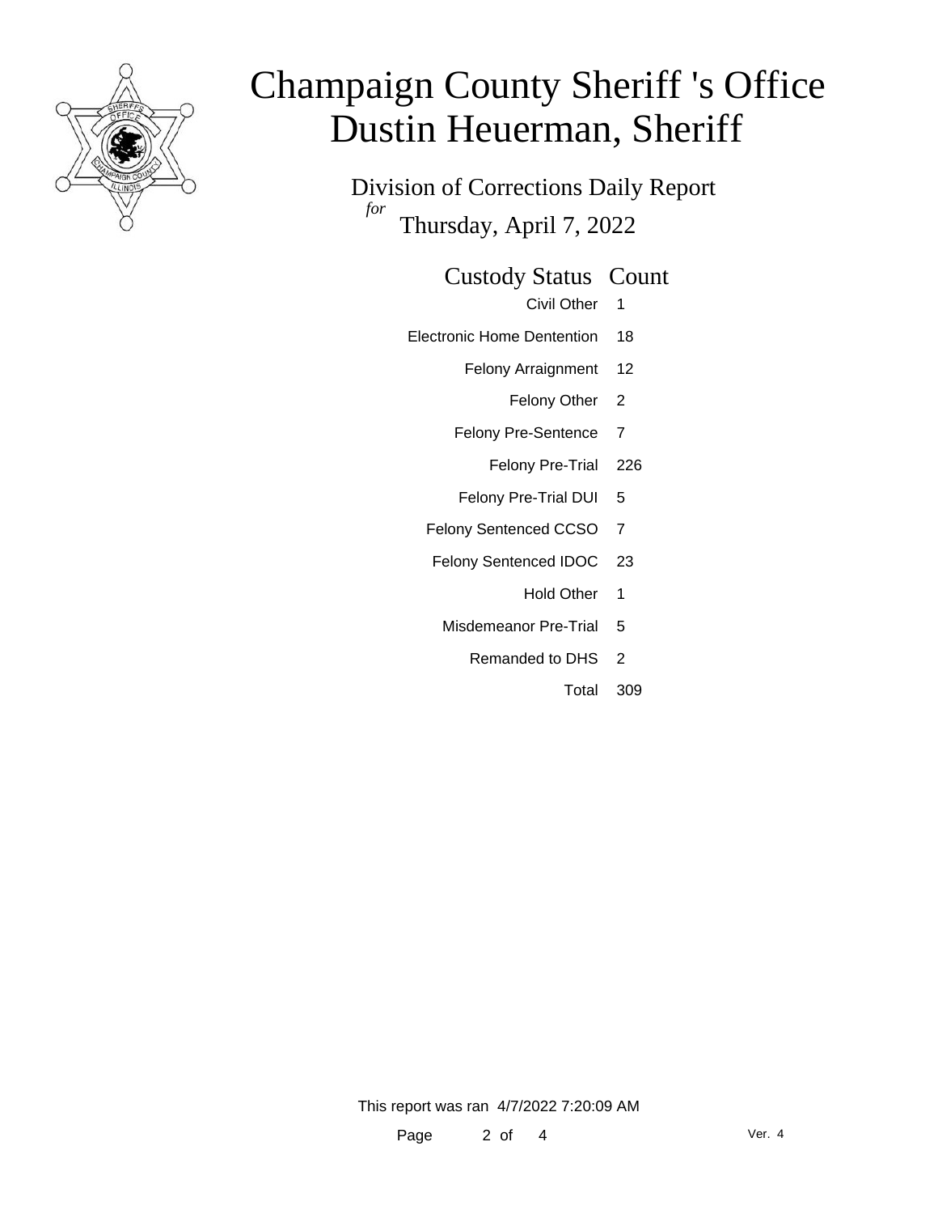# Champaign County Sheriff 's Office
# Dustin Heuerman, Sheriff

Division of Corrections Daily Report
*for*
Thursday, April 7, 2022

| Custody Status | Count |
|---|---|
| Civil Other | 1 |
| Electronic Home Dentention | 18 |
| Felony Arraignment | 12 |
| Felony Other | 2 |
| Felony Pre-Sentence | 7 |
| Felony Pre-Trial | 226 |
| Felony Pre-Trial DUI | 5 |
| Felony Sentenced CCSO | 7 |
| Felony Sentenced IDOC | 23 |
| Hold Other | 1 |
| Misdemeanor Pre-Trial | 5 |
| Remanded to DHS | 2 |
| Total | 309 |

This report was ran 4/7/2022 7:20:09 AM

Ver. 4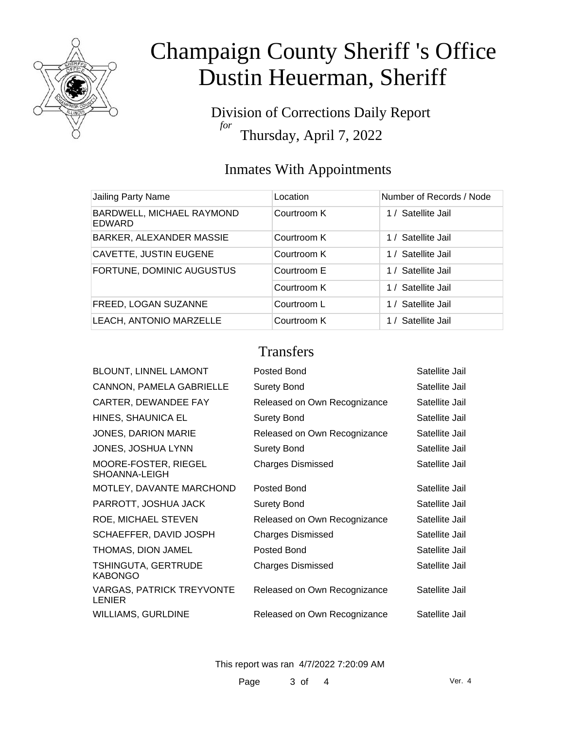# Champaign County Sheriff 's Office
# Dustin Heuerman, Sheriff

Division of Corrections Daily Report
*for*
Thursday, April 7, 2022

## Inmates With Appointments

| Jailing Party Name | Location | Number of Records / Node |
|---|---|---|
| BARDWELL, MICHAEL RAYMOND EDWARD | Courtroom K | 1 / Satellite Jail |
| BARKER, ALEXANDER MASSIE | Courtroom K | 1 / Satellite Jail |
| CAVETTE, JUSTIN EUGENE | Courtroom K | 1 / Satellite Jail |
| FORTUNE, DOMINIC AUGUSTUS | Courtroom E | 1 / Satellite Jail |
| | Courtroom K | 1 / Satellite Jail |
| FREED, LOGAN SUZANNE | Courtroom L | 1 / Satellite Jail |
| LEACH, ANTONIO MARZELLE | Courtroom K | 1 / Satellite Jail |

## Transfers

| | | |
|---|---|---|
| BLOUNT, LINNEL LAMONT | Posted Bond | Satellite Jail |
| CANNON, PAMELA GABRIELLE | Surety Bond | Satellite Jail |
| CARTER, DEWANDEE FAY | Released on Own Recognizance | Satellite Jail |
| HINES, SHAUNICA EL | Surety Bond | Satellite Jail |
| JONES, DARION MARIE | Released on Own Recognizance | Satellite Jail |
| JONES, JOSHUA LYNN | Surety Bond | Satellite Jail |
| MOORE-FOSTER, RIEGEL SHOANNA-LEIGH | Charges Dismissed | Satellite Jail |
| MOTLEY, DAVANTE MARCHOND | Posted Bond | Satellite Jail |
| PARROTT, JOSHUA JACK | Surety Bond | Satellite Jail |
| ROE, MICHAEL STEVEN | Released on Own Recognizance | Satellite Jail |
| SCHAEFFER, DAVID JOSPH | Charges Dismissed | Satellite Jail |
| THOMAS, DION JAMEL | Posted Bond | Satellite Jail |
| TSHINGUTA, GERTRUDE KABONGO | Charges Dismissed | Satellite Jail |
| VARGAS, PATRICK TREYVONTE LENIER | Released on Own Recognizance | Satellite Jail |
| WILLIAMS, GURLDINE | Released on Own Recognizance | Satellite Jail |

This report was ran 4/7/2022 7:20:09 AM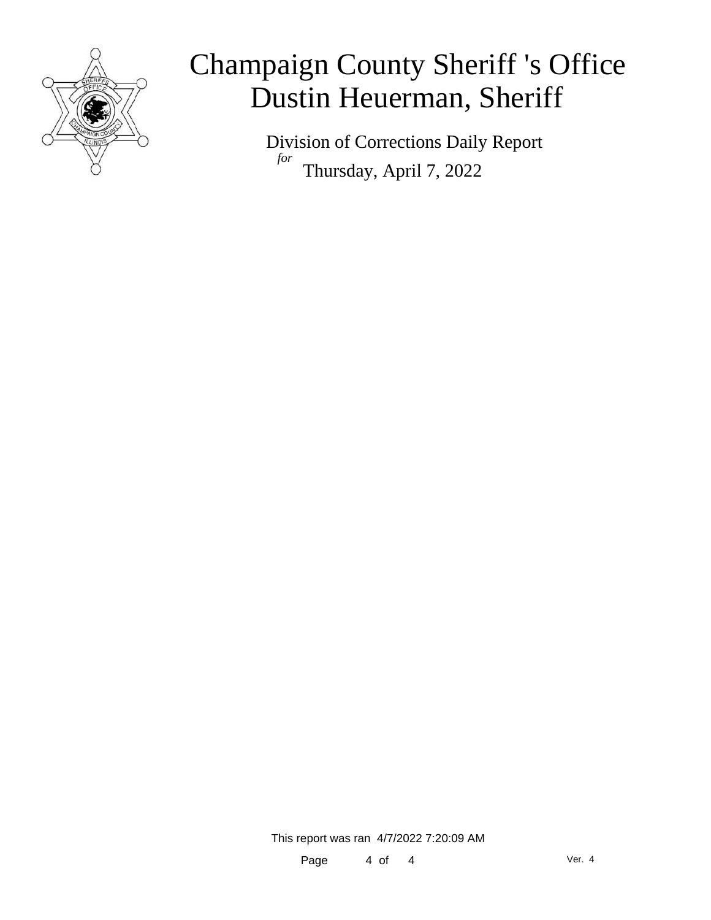# Champaign County Sheriff 's Office
# Dustin Heuerman, Sheriff

Division of Corrections Daily Report

*for* Thursday, April 7, 2022

This report was ran 4/7/2022 7:20:09 AM

Ver. 4